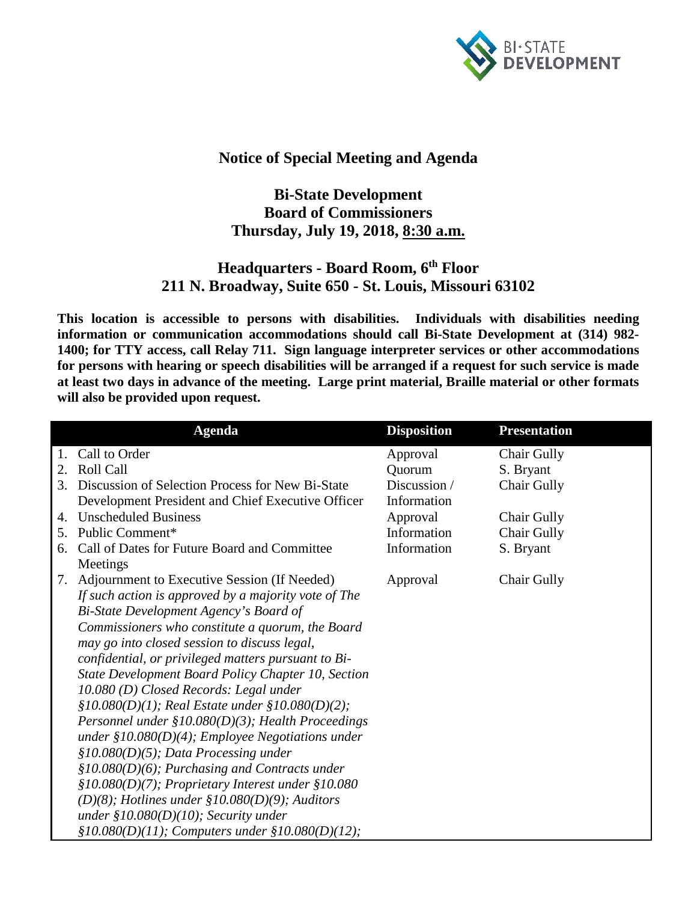## Notice of Special Meeting and Agenda

## Bi-State Development
## Board of Commissioners
## Thursday, July 19, 2018, 8:30 a.m.

### Headquarters - Board Room, 6th Floor
### 211 N. Broadway, Suite 650 - St. Louis, Missouri 63102

**This location is accessible to persons with disabilities. Individuals with disabilities needing information or communication accommodations should call Bi-State Development at (314) 982-1400; for TTY access, call Relay 711. Sign language interpreter services or other accommodations for persons with hearing or speech disabilities will be arranged if a request for such service is made at least two days in advance of the meeting. Large print material, Braille material or other formats will also be provided upon request.**

| Agenda | Disposition | Presentation |
|---|---|---|
| 1. Call to Order | Approval | Chair Gully |
| 2. Roll Call | Quorum | S. Bryant |
| 3. Discussion of Selection Process for New Bi-State Development President and Chief Executive Officer | Discussion / Information | Chair Gully |
| 4. Unscheduled Business | Approval | Chair Gully |
| 5. Public Comment* | Information | Chair Gully |
| 6. Call of Dates for Future Board and Committee Meetings | Information | S. Bryant |
| 7. Adjournment to Executive Session (If Needed) *If such action is approved by a majority vote of The Bi-State Development Agency's Board of Commissioners who constitute a quorum, the Board may go into closed session to discuss legal, confidential, or privileged matters pursuant to Bi-State Development Board Policy Chapter 10, Section 10.080 (D) Closed Records: Legal under §10.080(D)(1); Real Estate under §10.080(D)(2); Personnel under §10.080(D)(3); Health Proceedings under §10.080(D)(4); Employee Negotiations under §10.080(D)(5); Data Processing under §10.080(D)(6); Purchasing and Contracts under §10.080(D)(7); Proprietary Interest under §10.080 (D)(8); Hotlines under §10.080(D)(9); Auditors under §10.080(D)(10); Security under §10.080(D)(11); Computers under §10.080(D)(12);* | Approval | Chair Gully |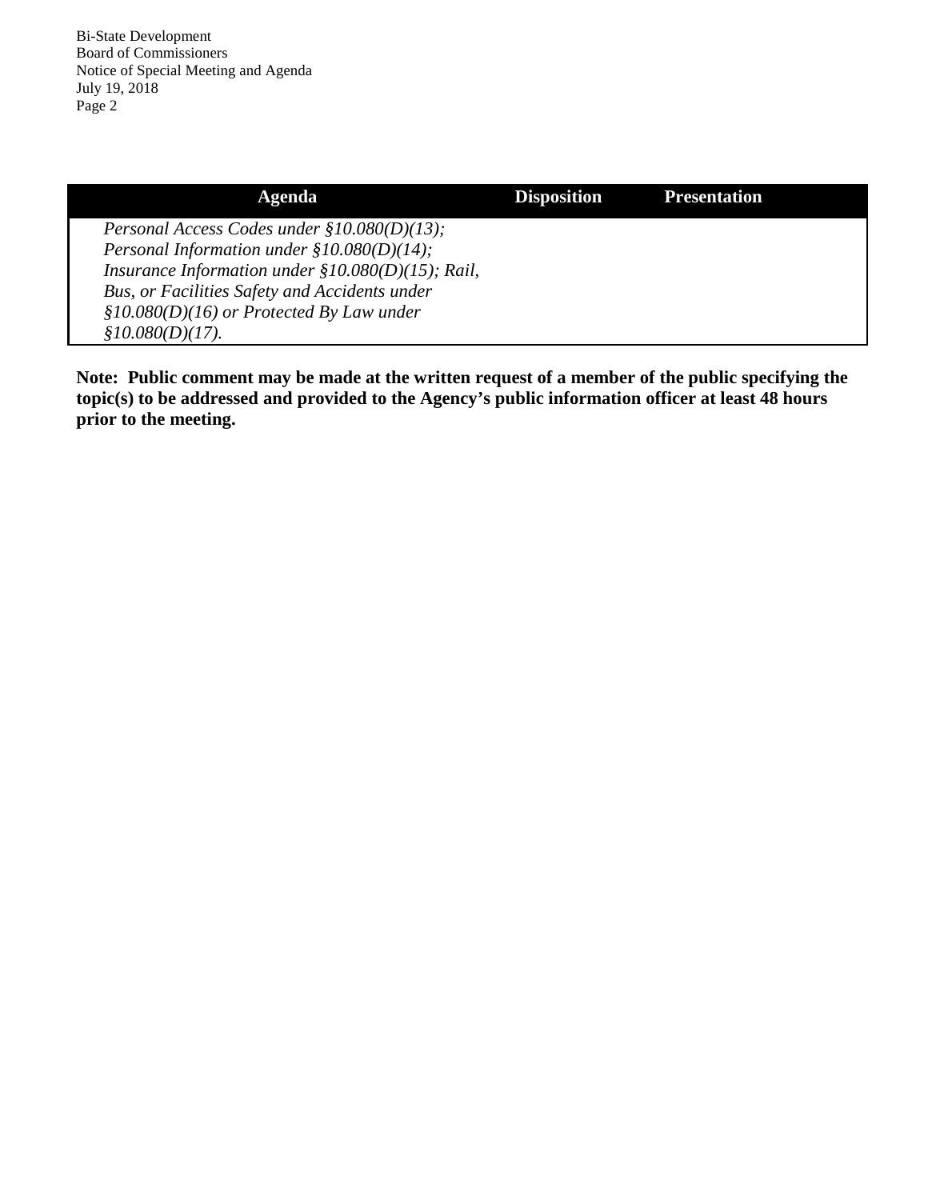| Agenda | Disposition | Presentation |
|---|---|---|
| *Personal Access Codes under §10.080(D)(13); Personal Information under §10.080(D)(14); Insurance Information under §10.080(D)(15); Rail, Bus, or Facilities Safety and Accidents under §10.080(D)(16) or Protected By Law under §10.080(D)(17).* | | |

**Note: Public comment may be made at the written request of a member of the public specifying the topic(s) to be addressed and provided to the Agency's public information officer at least 48 hours prior to the meeting.**